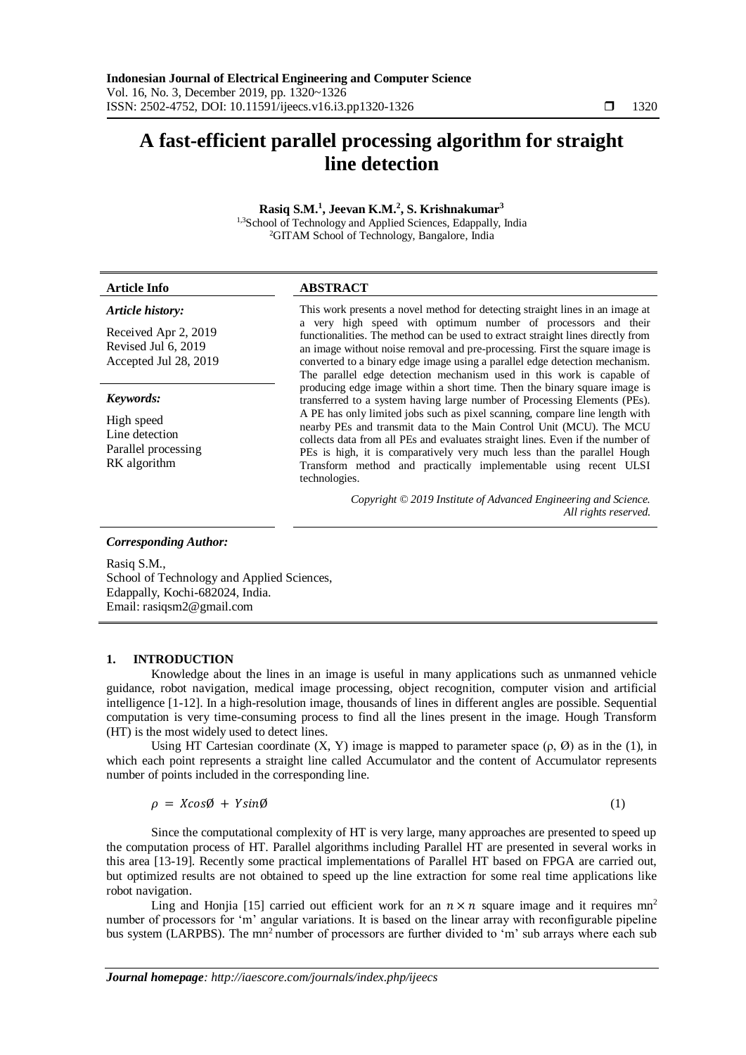# A fast-efficient parallel processing algorithm for straight line detection

**Rasiq S.M.[1], Jeevan K.M.[2], S. Krishnakumar[3]**

[1,3]School of Technology and Applied Sciences, Edappally, India
[2]GITAM School of Technology, Bangalore, India

| **Article Info** | **ABSTRACT** |
|---|---|
| ***Article history:*** <br> Received Apr 2, 2019 <br> Revised Jul 6, 2019 <br> Accepted Jul 28, 2019 <br><br> ***Keywords:*** <br> High speed <br> Line detection <br> Parallel processing <br> RK algorithm | This work presents a novel method for detecting straight lines in an image at a very high speed with optimum number of processors and their functionalities. The method can be used to extract straight lines directly from an image without noise removal and pre-processing. First the square image is converted to a binary edge image using a parallel edge detection mechanism. The parallel edge detection mechanism used in this work is capable of producing edge image within a short time. Then the binary square image is transferred to a system having large number of Processing Elements (PEs). A PE has only limited jobs such as pixel scanning, compare line length with nearby PEs and transmit data to the Main Control Unit (MCU). The MCU collects data from all PEs and evaluates straight lines. Even if the number of PEs is high, it is comparatively very much less than the parallel Hough Transform method and practically implementable using recent ULSI technologies. <br><br> *Copyright © 2019 Institute of Advanced Engineering and Science. All rights reserved.* |

***Corresponding Author:***

Rasiq S.M.,
School of Technology and Applied Sciences,
Edappally, Kochi-682024, India.
Email: rasiqsm2@gmail.com

## 1. INTRODUCTION

Knowledge about the lines in an image is useful in many applications such as unmanned vehicle guidance, robot navigation, medical image processing, object recognition, computer vision and artificial intelligence [1-12]. In a high-resolution image, thousands of lines in different angles are possible. Sequential computation is very time-consuming process to find all the lines present in the image. Hough Transform (HT) is the most widely used to detect lines.

Using HT Cartesian coordinate (X, Y) image is mapped to parameter space (ρ, Ø) as in the (1), in which each point represents a straight line called Accumulator and the content of Accumulator represents number of points included in the corresponding line.

$$\rho = X\cos\emptyset + Y\sin\emptyset \tag{1}$$

Since the computational complexity of HT is very large, many approaches are presented to speed up the computation process of HT. Parallel algorithms including Parallel HT are presented in several works in this area [13-19]. Recently some practical implementations of Parallel HT based on FPGA are carried out, but optimized results are not obtained to speed up the line extraction for some real time applications like robot navigation.

Ling and Honjia [15] carried out efficient work for an $n \times n$ square image and it requires $mn^2$ number of processors for 'm' angular variations. It is based on the linear array with reconfigurable pipeline bus system (LARPBS). The $mn^2$ number of processors are further divided to 'm' sub arrays where each sub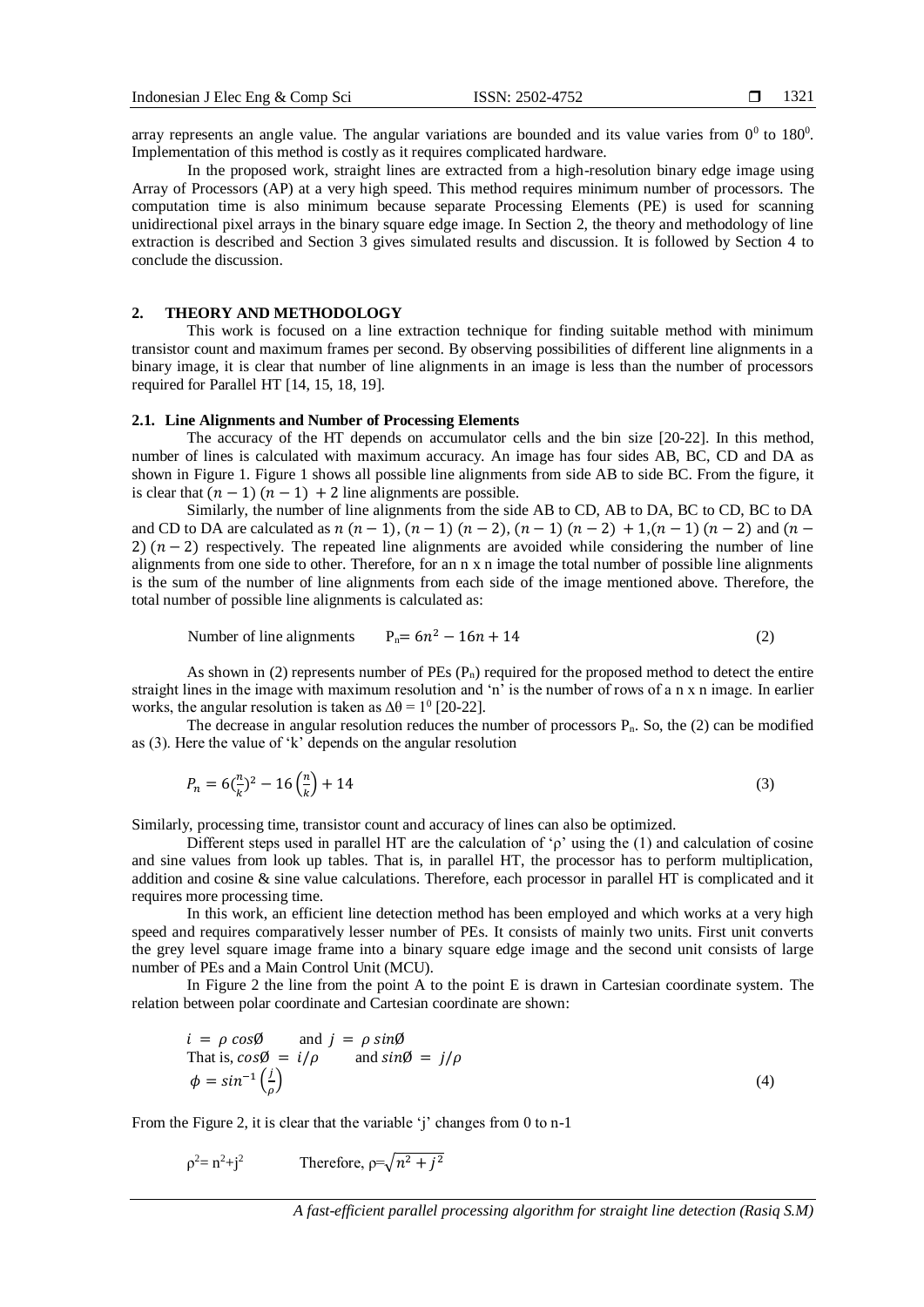array represents an angle value. The angular variations are bounded and its value varies from $0^0$ to $180^0$. Implementation of this method is costly as it requires complicated hardware.

In the proposed work, straight lines are extracted from a high-resolution binary edge image using Array of Processors (AP) at a very high speed. This method requires minimum number of processors. The computation time is also minimum because separate Processing Elements (PE) is used for scanning unidirectional pixel arrays in the binary square edge image. In Section 2, the theory and methodology of line extraction is described and Section 3 gives simulated results and discussion. It is followed by Section 4 to conclude the discussion.

## 2. THEORY AND METHODOLOGY

This work is focused on a line extraction technique for finding suitable method with minimum transistor count and maximum frames per second. By observing possibilities of different line alignments in a binary image, it is clear that number of line alignments in an image is less than the number of processors required for Parallel HT [14, 15, 18, 19].

### 2.1. Line Alignments and Number of Processing Elements

The accuracy of the HT depends on accumulator cells and the bin size [20-22]. In this method, number of lines is calculated with maximum accuracy. An image has four sides AB, BC, CD and DA as shown in Figure 1. Figure 1 shows all possible line alignments from side AB to side BC. From the figure, it is clear that $(n-1)(n-1)+2$ line alignments are possible.

Similarly, the number of line alignments from the side AB to CD, AB to DA, BC to CD, BC to DA and CD to DA are calculated as $n(n-1)$, $(n-1)(n-2)$, $(n-1)(n-2)+1$, $(n-1)(n-2)$ and $(n-2)(n-2)$ respectively. The repeated line alignments are avoided while considering the number of line alignments from one side to other. Therefore, for an n x n image the total number of possible line alignments is the sum of the number of line alignments from each side of the image mentioned above. Therefore, the total number of possible line alignments is calculated as:

$$\text{Number of line alignments} \qquad P_n = 6n^2 - 16n + 14 \tag{2}$$

As shown in (2) represents number of PEs ($P_n$) required for the proposed method to detect the entire straight lines in the image with maximum resolution and 'n' is the number of rows of a n x n image. In earlier works, the angular resolution is taken as $\Delta\theta = 1^0$ [20-22].

The decrease in angular resolution reduces the number of processors $P_n$. So, the (2) can be modified as (3). Here the value of 'k' depends on the angular resolution

$$P_n = 6\left(\frac{n}{k}\right)^2 - 16\left(\frac{n}{k}\right) + 14 \tag{3}$$

Similarly, processing time, transistor count and accuracy of lines can also be optimized.

Different steps used in parallel HT are the calculation of 'ρ' using the (1) and calculation of cosine and sine values from look up tables. That is, in parallel HT, the processor has to perform multiplication, addition and cosine & sine value calculations. Therefore, each processor in parallel HT is complicated and it requires more processing time.

In this work, an efficient line detection method has been employed and which works at a very high speed and requires comparatively lesser number of PEs. It consists of mainly two units. First unit converts the grey level square image frame into a binary square edge image and the second unit consists of large number of PEs and a Main Control Unit (MCU).

In Figure 2 the line from the point A to the point E is drawn in Cartesian coordinate system. The relation between polar coordinate and Cartesian coordinate are shown:

$$i = \rho\cos\phi \quad \text{and} \quad j = \rho\sin\phi$$

$$\text{That is, } \cos\phi = i/\rho \quad \text{and} \quad \sin\phi = j/\rho$$

$$\phi = \sin^{-1}\left(\frac{j}{\rho}\right) \tag{4}$$

From the Figure 2, it is clear that the variable 'j' changes from 0 to n-1

$$\rho^2 = n^2 + j^2 \qquad \text{Therefore, } \rho = \sqrt{n^2 + j^2}$$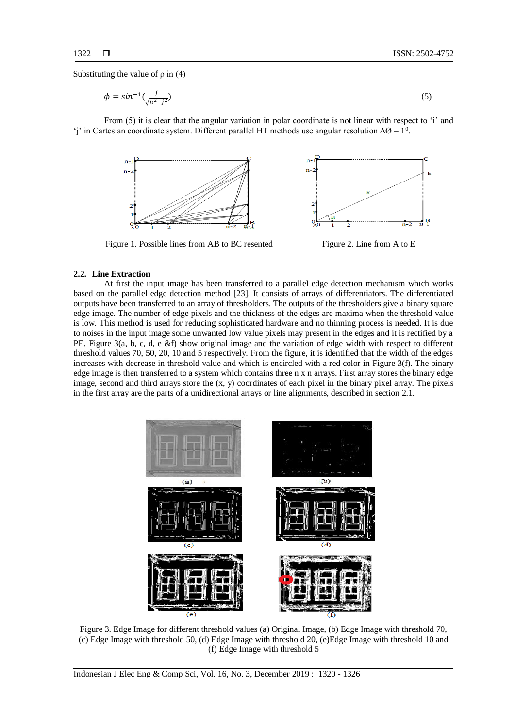Substituting the value of ρ in (4)

$$\phi = sin^{-1}(\frac{j}{\sqrt{n^2+j^2}}) \quad (5)$$

From (5) it is clear that the angular variation in polar coordinate is not linear with respect to 'i' and 'j' in Cartesian coordinate system. Different parallel HT methods use angular resolution $\Delta Ø = 1^0$.

Figure 1. Possible lines from AB to BC resented

Figure 2. Line from A to E

### 2.2. Line Extraction

At first the input image has been transferred to a parallel edge detection mechanism which works based on the parallel edge detection method [23]. It consists of arrays of differentiators. The differentiated outputs have been transferred to an array of thresholders. The outputs of the thresholders give a binary square edge image. The number of edge pixels and the thickness of the edges are maxima when the threshold value is low. This method is used for reducing sophisticated hardware and no thinning process is needed. It is due to noises in the input image some unwanted low value pixels may present in the edges and it is rectified by a PE. Figure 3(a, b, c, d, e &f) show original image and the variation of edge width with respect to different threshold values 70, 50, 20, 10 and 5 respectively. From the figure, it is identified that the width of the edges increases with decrease in threshold value and which is encircled with a red color in Figure 3(f). The binary edge image is then transferred to a system which contains three n x n arrays. First array stores the binary edge image, second and third arrays store the (x, y) coordinates of each pixel in the binary pixel array. The pixels in the first array are the parts of a unidirectional arrays or line alignments, described in section 2.1.

Figure 3. Edge Image for different threshold values (a) Original Image, (b) Edge Image with threshold 70, (c) Edge Image with threshold 50, (d) Edge Image with threshold 20, (e)Edge Image with threshold 10 and (f) Edge Image with threshold 5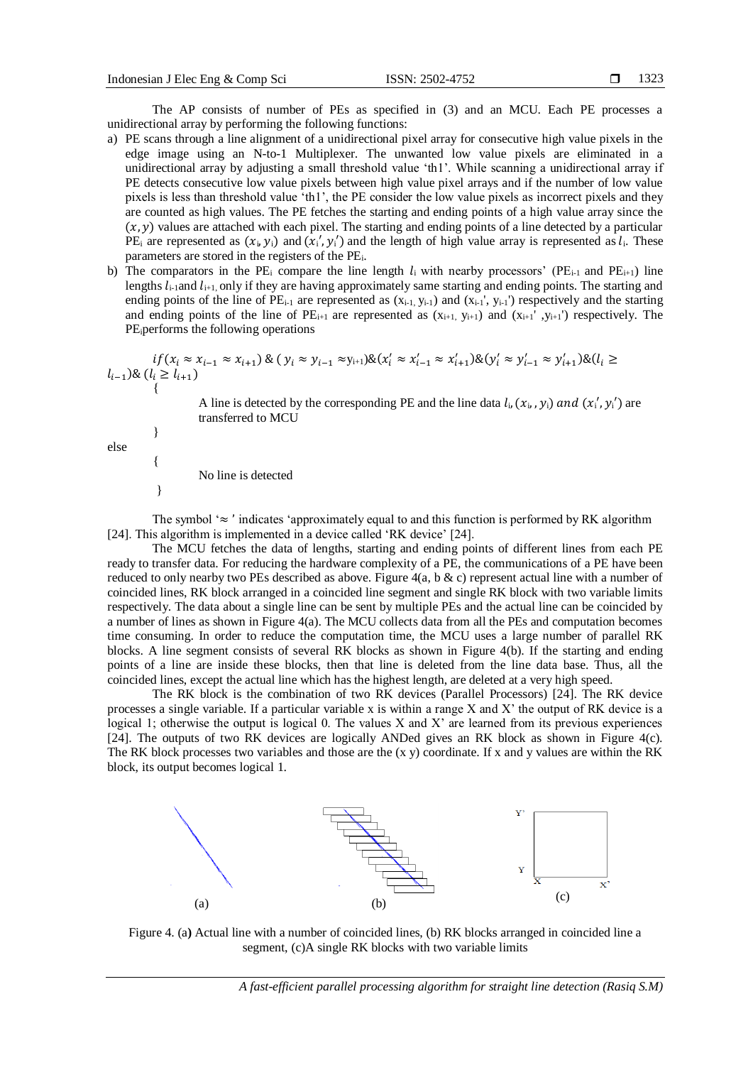The AP consists of number of PEs as specified in (3) and an MCU. Each PE processes a unidirectional array by performing the following functions:

a) PE scans through a line alignment of a unidirectional pixel array for consecutive high value pixels in the edge image using an N-to-1 Multiplexer. The unwanted low value pixels are eliminated in a unidirectional array by adjusting a small threshold value 'th1'. While scanning a unidirectional array if PE detects consecutive low value pixels between high value pixel arrays and if the number of low value pixels is less than threshold value 'th1', the PE consider the low value pixels as incorrect pixels and they are counted as high values. The PE fetches the starting and ending points of a high value array since the $(x, y)$ values are attached with each pixel. The starting and ending points of a line detected by a particular $PE_i$ are represented as $(x_i, y_i)$ and $(x_i', y_i')$ and the length of high value array is represented as $l_i$. These parameters are stored in the registers of the $PE_i$.

b) The comparators in the $PE_i$ compare the line length $l_i$ with nearby processors' ($PE_{i-1}$ and $PE_{i+1}$) line lengths $l_{i-1}$ and $l_{i+1}$, only if they are having approximately same starting and ending points. The starting and ending points of the line of $PE_{i-1}$ are represented as $(x_{i-1}, y_{i-1})$ and $(x_{i-1}', y_{i-1}')$ respectively and the starting and ending points of the line of $PE_{i+1}$ are represented as $(x_{i+1}, y_{i+1})$ and $(x_{i+1}', y_{i+1}')$ respectively. The $PE_i$ performs the following operations

$if(x_i \approx x_{i-1} \approx x_{i+1})\ \&\ (y_i \approx y_{i-1} \approx y_{i+1}) \& (x_i' \approx x_{i-1}' \approx x_{i+1}') \& (y_i' \approx y_{i-1}' \approx y_{i+1}') \& (l_i \geq l_{i-1}) \& (l_i \geq l_{i+1})$

{

A line is detected by the corresponding PE and the line data $l_i, (x_i, y_i)$ $and$ $(x_i', y_i')$ are transferred to MCU

}

else

{

No line is detected

}

The symbol '$\approx$' indicates 'approximately equal to and this function is performed by RK algorithm [24]. This algorithm is implemented in a device called 'RK device' [24].

The MCU fetches the data of lengths, starting and ending points of different lines from each PE ready to transfer data. For reducing the hardware complexity of a PE, the communications of a PE have been reduced to only nearby two PEs described as above. Figure 4(a, b & c) represent actual line with a number of coincided lines, RK block arranged in a coincided line segment and single RK block with two variable limits respectively. The data about a single line can be sent by multiple PEs and the actual line can be coincided by a number of lines as shown in Figure 4(a). The MCU collects data from all the PEs and computation becomes time consuming. In order to reduce the computation time, the MCU uses a large number of parallel RK blocks. A line segment consists of several RK blocks as shown in Figure 4(b). If the starting and ending points of a line are inside these blocks, then that line is deleted from the line data base. Thus, all the coincided lines, except the actual line which has the highest length, are deleted at a very high speed.

The RK block is the combination of two RK devices (Parallel Processors) [24]. The RK device processes a single variable. If a particular variable x is within a range X and X' the output of RK device is a logical 1; otherwise the output is logical 0. The values X and X' are learned from its previous experiences [24]. The outputs of two RK devices are logically ANDed gives an RK block as shown in Figure 4(c). The RK block processes two variables and those are the (x y) coordinate. If x and y values are within the RK block, its output becomes logical 1.

Figure 4. (a) Actual line with a number of coincided lines, (b) RK blocks arranged in coincided line a segment, (c)A single RK blocks with two variable limits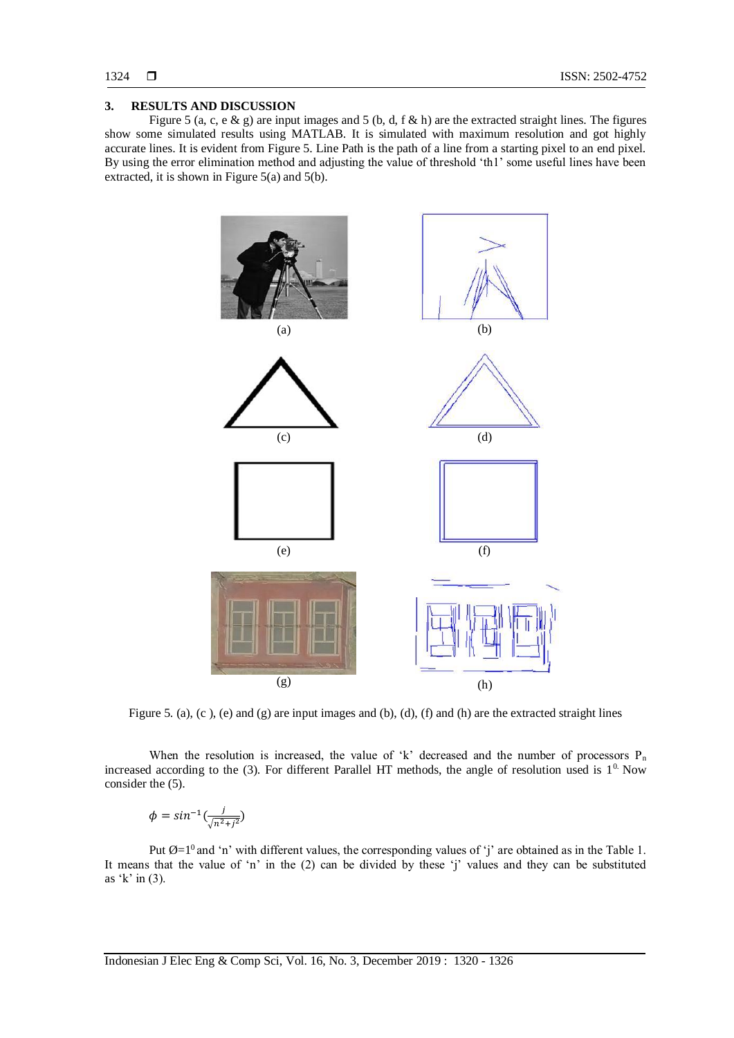## 3. RESULTS AND DISCUSSION

Figure 5 (a, c, e & g) are input images and 5 (b, d, f & h) are the extracted straight lines. The figures show some simulated results using MATLAB. It is simulated with maximum resolution and got highly accurate lines. It is evident from Figure 5. Line Path is the path of a line from a starting pixel to an end pixel. By using the error elimination method and adjusting the value of threshold 'th1' some useful lines have been extracted, it is shown in Figure 5(a) and 5(b).

(a) (b)

(c) (d)

(e) (f)

(g) (h)

Figure 5. (a), (c ), (e) and (g) are input images and (b), (d), (f) and (h) are the extracted straight lines

When the resolution is increased, the value of 'k' decreased and the number of processors $P_n$ increased according to the (3). For different Parallel HT methods, the angle of resolution used is $1^0$. Now consider the (5).

$$\phi = sin^{-1}(\frac{j}{\sqrt{n^2+j^2}})$$

Put $Ø=1^0$ and 'n' with different values, the corresponding values of 'j' are obtained as in the Table 1. It means that the value of 'n' in the (2) can be divided by these 'j' values and they can be substituted as 'k' in (3).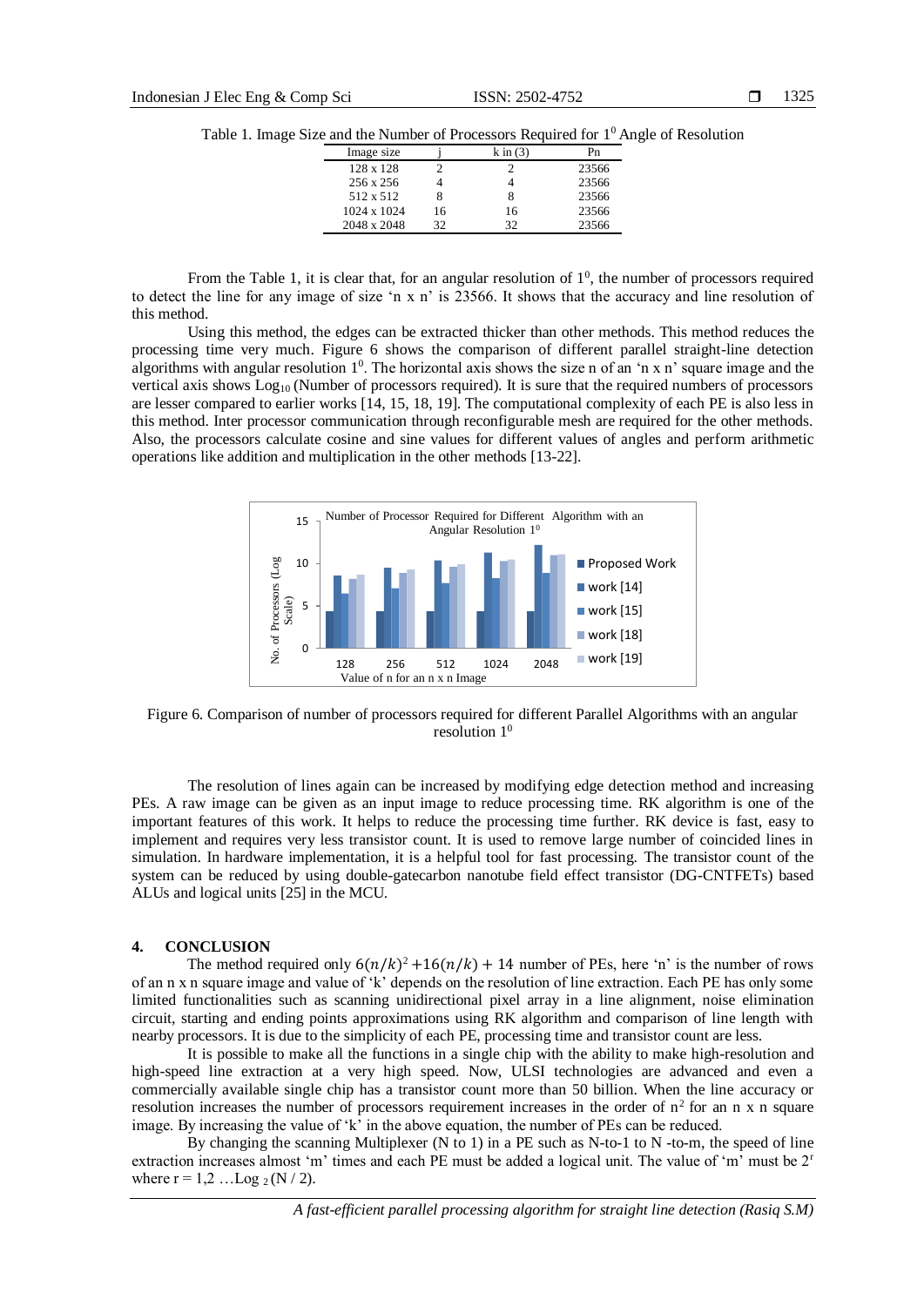Table 1. Image Size and the Number of Processors Required for $1^0$ Angle of Resolution

| Image size | j | k in (3) | Pn |
|---|---|---|---|
| 128 x 128 | 2 | 2 | 23566 |
| 256 x 256 | 4 | 4 | 23566 |
| 512 x 512 | 8 | 8 | 23566 |
| 1024 x 1024 | 16 | 16 | 23566 |
| 2048 x 2048 | 32 | 32 | 23566 |

From the Table 1, it is clear that, for an angular resolution of $1^0$, the number of processors required to detect the line for any image of size 'n x n' is 23566. It shows that the accuracy and line resolution of this method.

Using this method, the edges can be extracted thicker than other methods. This method reduces the processing time very much. Figure 6 shows the comparison of different parallel straight-line detection algorithms with angular resolution $1^0$. The horizontal axis shows the size n of an 'n x n' square image and the vertical axis shows $Log_{10}$ (Number of processors required). It is sure that the required numbers of processors are lesser compared to earlier works [14, 15, 18, 19]. The computational complexity of each PE is also less in this method. Inter processor communication through reconfigurable mesh are required for the other methods. Also, the processors calculate cosine and sine values for different values of angles and perform arithmetic operations like addition and multiplication in the other methods [13-22].

Figure 6. Comparison of number of processors required for different Parallel Algorithms with an angular resolution $1^0$

The resolution of lines again can be increased by modifying edge detection method and increasing PEs. A raw image can be given as an input image to reduce processing time. RK algorithm is one of the important features of this work. It helps to reduce the processing time further. RK device is fast, easy to implement and requires very less transistor count. It is used to remove large number of coincided lines in simulation. In hardware implementation, it is a helpful tool for fast processing. The transistor count of the system can be reduced by using double-gatecarbon nanotube field effect transistor (DG-CNTFETs) based ALUs and logical units [25] in the MCU.

## 4. CONCLUSION

The method required only $6(n/k)^2 + 16(n/k) + 14$ number of PEs, here 'n' is the number of rows of an n x n square image and value of 'k' depends on the resolution of line extraction. Each PE has only some limited functionalities such as scanning unidirectional pixel array in a line alignment, noise elimination circuit, starting and ending points approximations using RK algorithm and comparison of line length with nearby processors. It is due to the simplicity of each PE, processing time and transistor count are less.

It is possible to make all the functions in a single chip with the ability to make high-resolution and high-speed line extraction at a very high speed. Now, ULSI technologies are advanced and even a commercially available single chip has a transistor count more than 50 billion. When the line accuracy or resolution increases the number of processors requirement increases in the order of $n^2$ for an n x n square image. By increasing the value of 'k' in the above equation, the number of PEs can be reduced.

By changing the scanning Multiplexer (N to 1) in a PE such as N-to-1 to N -to-m, the speed of line extraction increases almost 'm' times and each PE must be added a logical unit. The value of 'm' must be $2^r$ where $r = 1, 2 \ldots \text{Log}_2(N/2)$.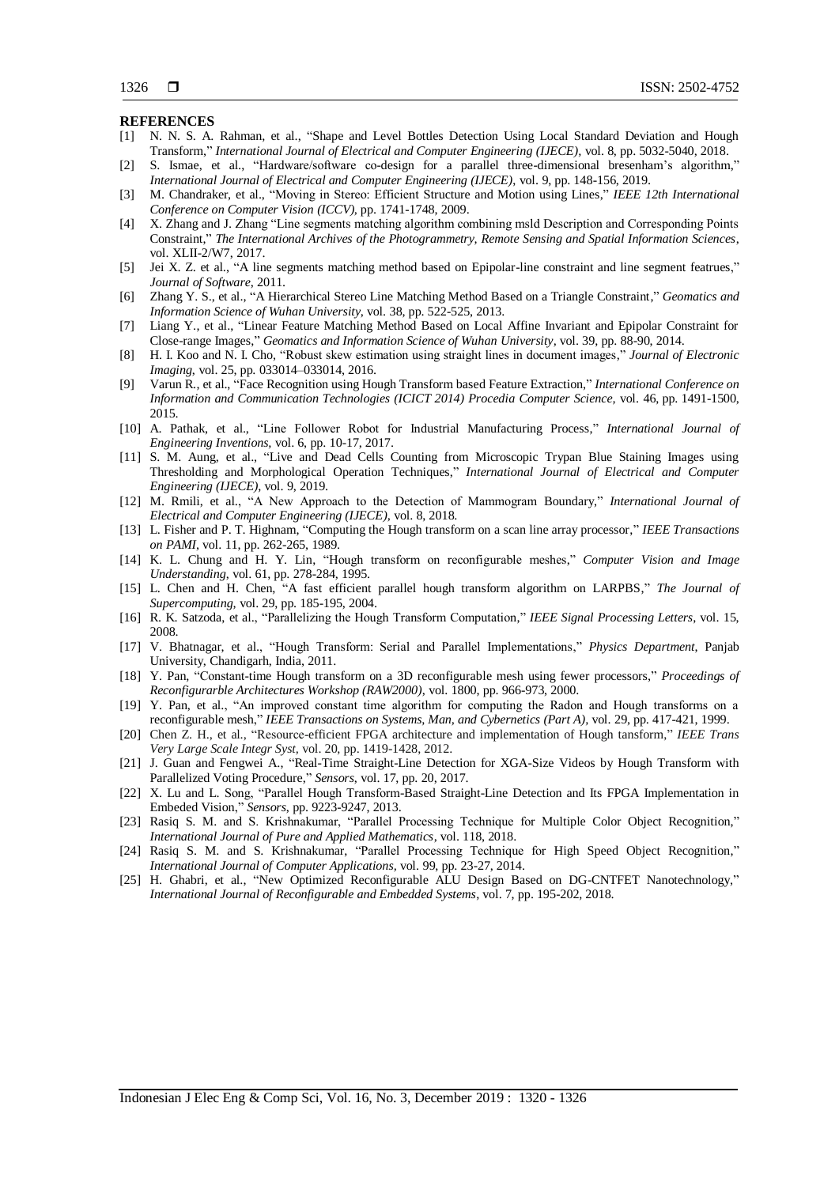**REFERENCES**

[1] N. N. S. A. Rahman, et al., "Shape and Level Bottles Detection Using Local Standard Deviation and Hough Transform," *International Journal of Electrical and Computer Engineering (IJECE)*, vol. 8, pp. 5032-5040, 2018.

[2] S. Ismae, et al., "Hardware/software co-design for a parallel three-dimensional bresenham's algorithm," *International Journal of Electrical and Computer Engineering (IJECE)*, vol. 9, pp. 148-156, 2019.

[3] M. Chandraker, et al., "Moving in Stereo: Efficient Structure and Motion using Lines," *IEEE 12th International Conference on Computer Vision (ICCV)*, pp. 1741-1748, 2009.

[4] X. Zhang and J. Zhang "Line segments matching algorithm combining msld Description and Corresponding Points Constraint," *The International Archives of the Photogrammetry, Remote Sensing and Spatial Information Sciences*, vol. XLII-2/W7, 2017.

[5] Jei X. Z. et al., "A line segments matching method based on Epipolar-line constraint and line segment featrues," *Journal of Software*, 2011.

[6] Zhang Y. S., et al., "A Hierarchical Stereo Line Matching Method Based on a Triangle Constraint," *Geomatics and Information Science of Wuhan University*, vol. 38, pp. 522-525, 2013.

[7] Liang Y., et al., "Linear Feature Matching Method Based on Local Affine Invariant and Epipolar Constraint for Close-range Images," *Geomatics and Information Science of Wuhan University*, vol. 39, pp. 88-90, 2014.

[8] H. I. Koo and N. I. Cho, "Robust skew estimation using straight lines in document images," *Journal of Electronic Imaging*, vol. 25, pp. 033014–033014, 2016.

[9] Varun R., et al., "Face Recognition using Hough Transform based Feature Extraction," *International Conference on Information and Communication Technologies (ICICT 2014) Procedia Computer Science*, vol. 46, pp. 1491-1500, 2015.

[10] A. Pathak, et al., "Line Follower Robot for Industrial Manufacturing Process," *International Journal of Engineering Inventions*, vol. 6, pp. 10-17, 2017.

[11] S. M. Aung, et al., "Live and Dead Cells Counting from Microscopic Trypan Blue Staining Images using Thresholding and Morphological Operation Techniques," *International Journal of Electrical and Computer Engineering (IJECE)*, vol. 9, 2019.

[12] M. Rmili, et al., "A New Approach to the Detection of Mammogram Boundary," *International Journal of Electrical and Computer Engineering (IJECE)*, vol. 8, 2018.

[13] L. Fisher and P. T. Highnam, "Computing the Hough transform on a scan line array processor," *IEEE Transactions on PAMI*, vol. 11, pp. 262-265, 1989.

[14] K. L. Chung and H. Y. Lin, "Hough transform on reconfigurable meshes," *Computer Vision and Image Understanding*, vol. 61, pp. 278-284, 1995.

[15] L. Chen and H. Chen, "A fast efficient parallel hough transform algorithm on LARPBS," *The Journal of Supercomputing*, vol. 29, pp. 185-195, 2004.

[16] R. K. Satzoda, et al., "Parallelizing the Hough Transform Computation," *IEEE Signal Processing Letters*, vol. 15, 2008.

[17] V. Bhatnagar, et al., "Hough Transform: Serial and Parallel Implementations," *Physics Department*, Panjab University, Chandigarh, India, 2011.

[18] Y. Pan, "Constant-time Hough transform on a 3D reconfigurable mesh using fewer processors," *Proceedings of Reconfigurarble Architectures Workshop (RAW2000)*, vol. 1800, pp. 966-973, 2000.

[19] Y. Pan, et al., "An improved constant time algorithm for computing the Radon and Hough transforms on a reconfigurable mesh," *IEEE Transactions on Systems, Man, and Cybernetics (Part A)*, vol. 29, pp. 417-421, 1999.

[20] Chen Z. H., et al., "Resource-efficient FPGA architecture and implementation of Hough tansform," *IEEE Trans Very Large Scale Integr Syst*, vol. 20, pp. 1419-1428, 2012.

[21] J. Guan and Fengwei A., "Real-Time Straight-Line Detection for XGA-Size Videos by Hough Transform with Parallelized Voting Procedure," *Sensors*, vol. 17, pp. 20, 2017.

[22] X. Lu and L. Song, "Parallel Hough Transform-Based Straight-Line Detection and Its FPGA Implementation in Embeded Vision," *Sensors*, pp. 9223-9247, 2013.

[23] Rasiq S. M. and S. Krishnakumar, "Parallel Processing Technique for Multiple Color Object Recognition," *International Journal of Pure and Applied Mathematics*, vol. 118, 2018.

[24] Rasiq S. M. and S. Krishnakumar, "Parallel Processing Technique for High Speed Object Recognition," *International Journal of Computer Applications*, vol. 99, pp. 23-27, 2014.

[25] H. Ghabri, et al., "New Optimized Reconfigurable ALU Design Based on DG-CNTFET Nanotechnology," *International Journal of Reconfigurable and Embedded Systems*, vol. 7, pp. 195-202, 2018.